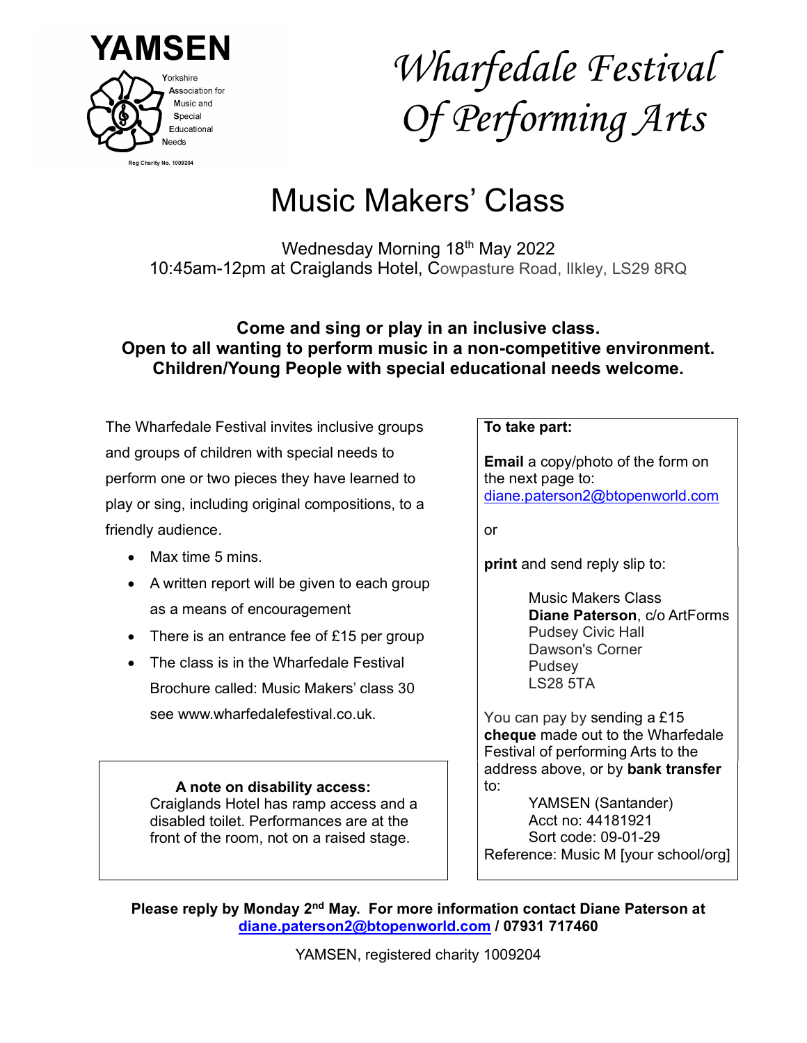# YAMSEN

Yorkshire Association for Music and Special Educational Needs

Reg Charity No. 1009204

# *Wharfedale Festival Of Performing Arts*

# Music Makers' Class

Wednesday Morning 18th May 2022
10:45am-12pm at Craiglands Hotel, Cowpasture Road, Ilkley, LS29 8RQ

**Come and sing or play in an inclusive class.**
**Open to all wanting to perform music in a non-competitive environment.**
**Children/Young People with special educational needs welcome.**

The Wharfedale Festival invites inclusive groups and groups of children with special needs to perform one or two pieces they have learned to play or sing, including original compositions, to a friendly audience.

- Max time 5 mins.
- A written report will be given to each group as a means of encouragement
- There is an entrance fee of £15 per group
- The class is in the Wharfedale Festival Brochure called: Music Makers' class 30 see www.wharfedalefestival.co.uk.

**A note on disability access:**
Craiglands Hotel has ramp access and a disabled toilet. Performances are at the front of the room, not on a raised stage.

**To take part:**

**Email** a copy/photo of the form on the next page to:
diane.paterson2@btopenworld.com

or

**print** and send reply slip to:

Music Makers Class
**Diane Paterson**, c/o ArtForms
Pudsey Civic Hall
Dawson's Corner
Pudsey
LS28 5TA

You can pay by sending a £15 **cheque** made out to the Wharfedale Festival of performing Arts to the address above, or by **bank transfer** to:

YAMSEN (Santander)
Acct no: 44181921
Sort code: 09-01-29

Reference: Music M [your school/org]

**Please reply by Monday 2nd May. For more information contact Diane Paterson at diane.paterson2@btopenworld.com / 07931 717460**

YAMSEN, registered charity 1009204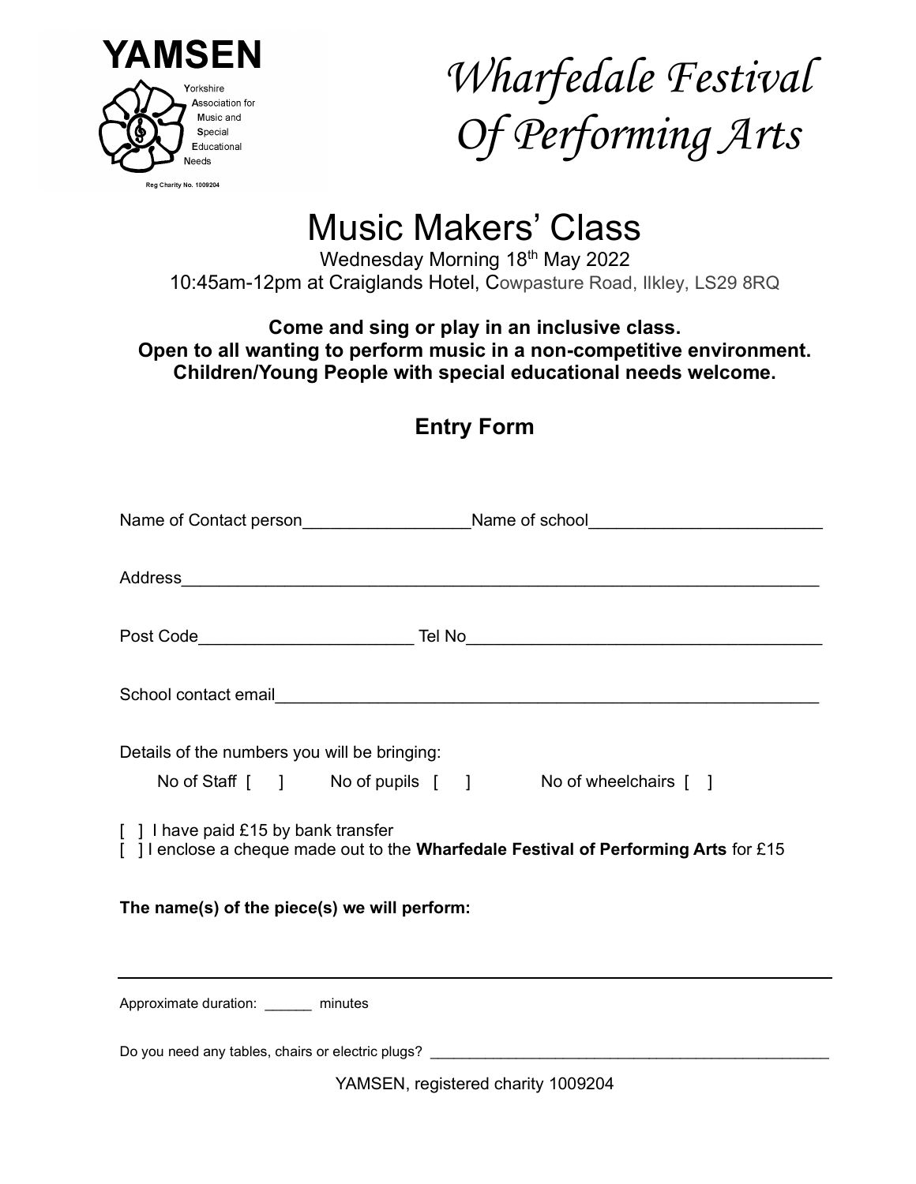YAMSEN

Yorkshire
Association for
Music and
Special
Educational
Needs

Reg Charity No. 1009204

*Wharfedale Festival Of Performing Arts*

# Music Makers' Class

Wednesday Morning 18th May 2022

10:45am-12pm at Craiglands Hotel, Cowpasture Road, Ilkley, LS29 8RQ

**Come and sing or play in an inclusive class.**
**Open to all wanting to perform music in a non-competitive environment.**
**Children/Young People with special educational needs welcome.**

## Entry Form

Name of Contact person_________________Name of school________________________

Address____________________________________________________________________

Post Code______________________ Tel No_____________________________________

School contact email_______________________________________________________

Details of the numbers you will be bringing:

No of Staff [ ]   No of pupils [ ]   No of wheelchairs [ ]

[ ] I have paid £15 by bank transfer
[ ] I enclose a cheque made out to the **Wharfedale Festival of Performing Arts** for £15

**The name(s) of the piece(s) we will perform:**

___________________________________________________________________________

Approximate duration: ______ minutes

Do you need any tables, chairs or electric plugs? __________________________________

YAMSEN, registered charity 1009204